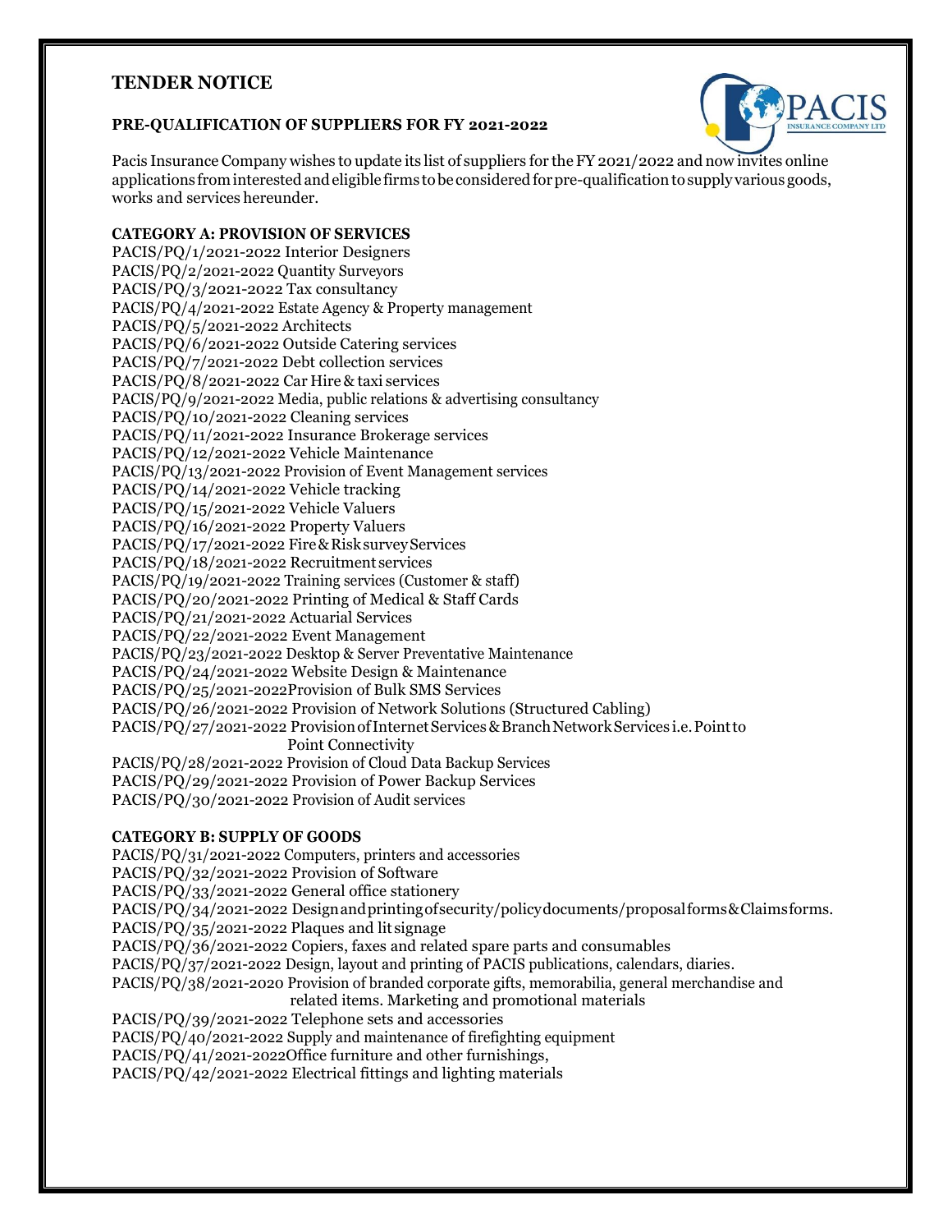# TENDER NOTICE

### PRE-QUALIFICATION OF SUPPLIERS FOR FY 2021-2022

Pacis Insurance Company wishes to update its list of suppliers for the FY 2021/2022 and now invites online applications from interested and eligible firms to be considered for pre-qualification to supply various goods, works and services hereunder.

**CATEGORY A: PROVISION OF SERVICES**

PACIS/PQ/1/2021-2022 Interior Designers
PACIS/PQ/2/2021-2022 Quantity Surveyors
PACIS/PQ/3/2021-2022 Tax consultancy
PACIS/PQ/4/2021-2022 Estate Agency & Property management
PACIS/PQ/5/2021-2022 Architects
PACIS/PQ/6/2021-2022 Outside Catering services
PACIS/PQ/7/2021-2022 Debt collection services
PACIS/PQ/8/2021-2022 Car Hire & taxi services
PACIS/PQ/9/2021-2022 Media, public relations & advertising consultancy
PACIS/PQ/10/2021-2022 Cleaning services
PACIS/PQ/11/2021-2022 Insurance Brokerage services
PACIS/PQ/12/2021-2022 Vehicle Maintenance
PACIS/PQ/13/2021-2022 Provision of Event Management services
PACIS/PQ/14/2021-2022 Vehicle tracking
PACIS/PQ/15/2021-2022 Vehicle Valuers
PACIS/PQ/16/2021-2022 Property Valuers
PACIS/PQ/17/2021-2022 Fire & Risk survey Services
PACIS/PQ/18/2021-2022 Recruitment services
PACIS/PQ/19/2021-2022 Training services (Customer & staff)
PACIS/PQ/20/2021-2022 Printing of Medical & Staff Cards
PACIS/PQ/21/2021-2022 Actuarial Services
PACIS/PQ/22/2021-2022 Event Management
PACIS/PQ/23/2021-2022 Desktop & Server Preventative Maintenance
PACIS/PQ/24/2021-2022 Website Design & Maintenance
PACIS/PQ/25/2021-2022Provision of Bulk SMS Services
PACIS/PQ/26/2021-2022 Provision of Network Solutions (Structured Cabling)
PACIS/PQ/27/2021-2022 Provision of Internet Services & Branch Network Services i.e. Point to Point Connectivity
PACIS/PQ/28/2021-2022 Provision of Cloud Data Backup Services
PACIS/PQ/29/2021-2022 Provision of Power Backup Services
PACIS/PQ/30/2021-2022 Provision of Audit services

**CATEGORY B: SUPPLY OF GOODS**

PACIS/PQ/31/2021-2022 Computers, printers and accessories
PACIS/PQ/32/2021-2022 Provision of Software
PACIS/PQ/33/2021-2022 General office stationery
PACIS/PQ/34/2021-2022 Design and printing of security/policy documents/proposal forms & Claims forms.
PACIS/PQ/35/2021-2022 Plaques and lit signage
PACIS/PQ/36/2021-2022 Copiers, faxes and related spare parts and consumables
PACIS/PQ/37/2021-2022 Design, layout and printing of PACIS publications, calendars, diaries.
PACIS/PQ/38/2021-2020 Provision of branded corporate gifts, memorabilia, general merchandise and related items. Marketing and promotional materials
PACIS/PQ/39/2021-2022 Telephone sets and accessories
PACIS/PQ/40/2021-2022 Supply and maintenance of firefighting equipment
PACIS/PQ/41/2021-2022Office furniture and other furnishings,
PACIS/PQ/42/2021-2022 Electrical fittings and lighting materials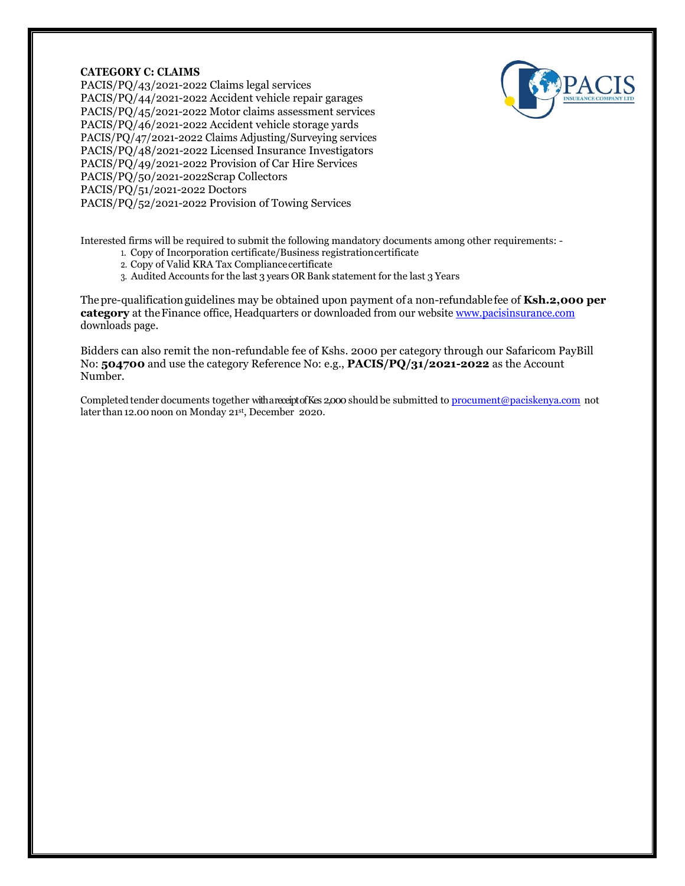**CATEGORY C: CLAIMS**

PACIS/PQ/43/2021-2022 Claims legal services
PACIS/PQ/44/2021-2022 Accident vehicle repair garages
PACIS/PQ/45/2021-2022 Motor claims assessment services
PACIS/PQ/46/2021-2022 Accident vehicle storage yards
PACIS/PQ/47/2021-2022 Claims Adjusting/Surveying services
PACIS/PQ/48/2021-2022 Licensed Insurance Investigators
PACIS/PQ/49/2021-2022 Provision of Car Hire Services
PACIS/PQ/50/2021-2022Scrap Collectors
PACIS/PQ/51/2021-2022 Doctors
PACIS/PQ/52/2021-2022 Provision of Towing Services

Interested firms will be required to submit the following mandatory documents among other requirements: -

1. Copy of Incorporation certificate/Business registration certificate
2. Copy of Valid KRA Tax Compliance certificate
3. Audited Accounts for the last 3 years OR Bank statement for the last 3 Years

The pre-qualification guidelines may be obtained upon payment of a non-refundable fee of **Ksh.2,000 per category** at the Finance office, Headquarters or downloaded from our website www.pacisinsurance.com downloads page.

Bidders can also remit the non-refundable fee of Kshs. 2000 per category through our Safaricom PayBill No: **504700** and use the category Reference No: e.g., **PACIS/PQ/31/2021-2022** as the Account Number.

Completed tender documents together with a receipt of Kes 2,000 should be submitted to procument@paciskenya.com not later than 12.00 noon on Monday 21st, December 2020.